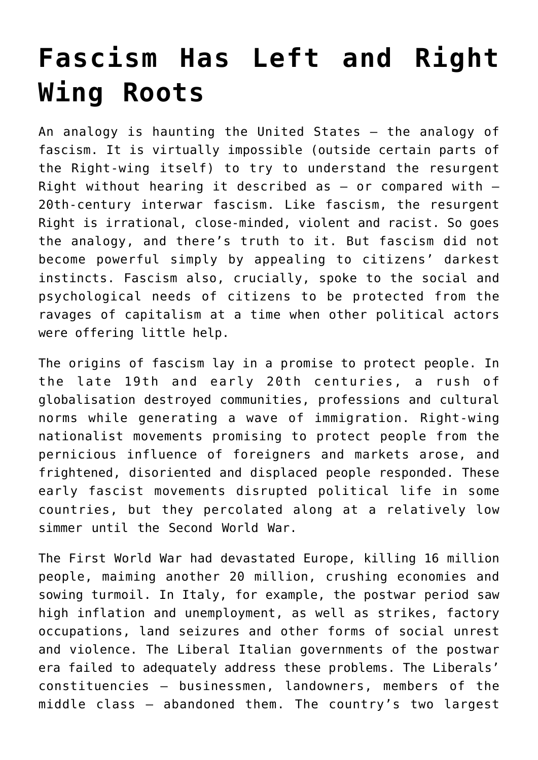# Fascism Has Left and Right Wing Roots

An analogy is haunting the United States – the analogy of fascism. It is virtually impossible (outside certain parts of the Right-wing itself) to try to understand the resurgent Right without hearing it described as – or compared with – 20th-century interwar fascism. Like fascism, the resurgent Right is irrational, close-minded, violent and racist. So goes the analogy, and there's truth to it. But fascism did not become powerful simply by appealing to citizens' darkest instincts. Fascism also, crucially, spoke to the social and psychological needs of citizens to be protected from the ravages of capitalism at a time when other political actors were offering little help.

The origins of fascism lay in a promise to protect people. In the late 19th and early 20th centuries, a rush of globalisation destroyed communities, professions and cultural norms while generating a wave of immigration. Right-wing nationalist movements promising to protect people from the pernicious influence of foreigners and markets arose, and frightened, disoriented and displaced people responded. These early fascist movements disrupted political life in some countries, but they percolated along at a relatively low simmer until the Second World War.

The First World War had devastated Europe, killing 16 million people, maiming another 20 million, crushing economies and sowing turmoil. In Italy, for example, the postwar period saw high inflation and unemployment, as well as strikes, factory occupations, land seizures and other forms of social unrest and violence. The Liberal Italian governments of the postwar era failed to adequately address these problems. The Liberals' constituencies – businessmen, landowners, members of the middle class – abandoned them. The country's two largest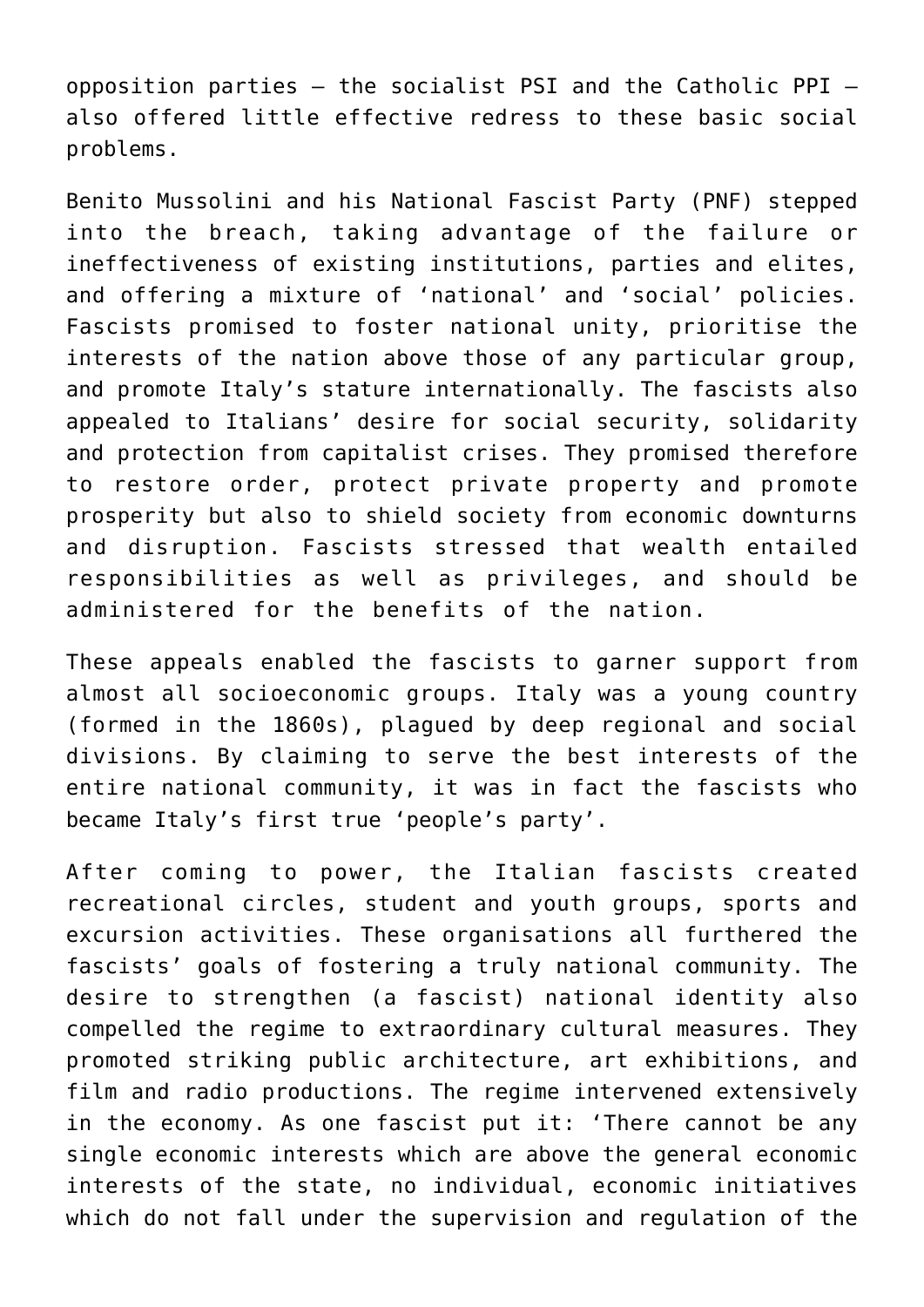opposition parties – the socialist PSI and the Catholic PPI – also offered little effective redress to these basic social problems.

Benito Mussolini and his National Fascist Party (PNF) stepped into the breach, taking advantage of the failure or ineffectiveness of existing institutions, parties and elites, and offering a mixture of 'national' and 'social' policies. Fascists promised to foster national unity, prioritise the interests of the nation above those of any particular group, and promote Italy's stature internationally. The fascists also appealed to Italians' desire for social security, solidarity and protection from capitalist crises. They promised therefore to restore order, protect private property and promote prosperity but also to shield society from economic downturns and disruption. Fascists stressed that wealth entailed responsibilities as well as privileges, and should be administered for the benefits of the nation.

These appeals enabled the fascists to garner support from almost all socioeconomic groups. Italy was a young country (formed in the 1860s), plagued by deep regional and social divisions. By claiming to serve the best interests of the entire national community, it was in fact the fascists who became Italy's first true 'people's party'.

After coming to power, the Italian fascists created recreational circles, student and youth groups, sports and excursion activities. These organisations all furthered the fascists' goals of fostering a truly national community. The desire to strengthen (a fascist) national identity also compelled the regime to extraordinary cultural measures. They promoted striking public architecture, art exhibitions, and film and radio productions. The regime intervened extensively in the economy. As one fascist put it: 'There cannot be any single economic interests which are above the general economic interests of the state, no individual, economic initiatives which do not fall under the supervision and regulation of the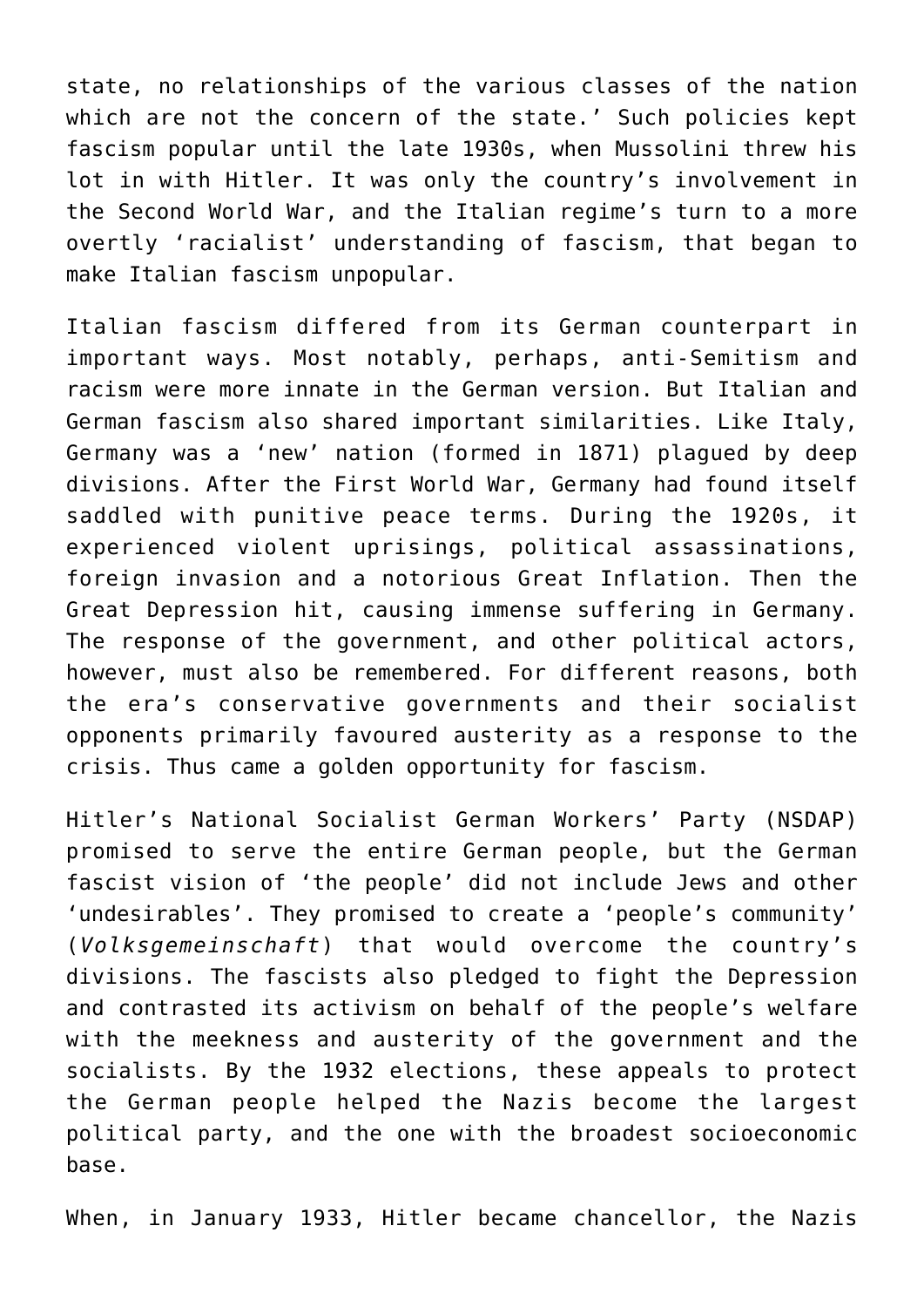state, no relationships of the various classes of the nation which are not the concern of the state.' Such policies kept fascism popular until the late 1930s, when Mussolini threw his lot in with Hitler. It was only the country's involvement in the Second World War, and the Italian regime's turn to a more overtly 'racialist' understanding of fascism, that began to make Italian fascism unpopular.

Italian fascism differed from its German counterpart in important ways. Most notably, perhaps, anti-Semitism and racism were more innate in the German version. But Italian and German fascism also shared important similarities. Like Italy, Germany was a 'new' nation (formed in 1871) plagued by deep divisions. After the First World War, Germany had found itself saddled with punitive peace terms. During the 1920s, it experienced violent uprisings, political assassinations, foreign invasion and a notorious Great Inflation. Then the Great Depression hit, causing immense suffering in Germany. The response of the government, and other political actors, however, must also be remembered. For different reasons, both the era's conservative governments and their socialist opponents primarily favoured austerity as a response to the crisis. Thus came a golden opportunity for fascism.

Hitler's National Socialist German Workers' Party (NSDAP) promised to serve the entire German people, but the German fascist vision of 'the people' did not include Jews and other 'undesirables'. They promised to create a 'people's community' (*Volksgemeinschaft*) that would overcome the country's divisions. The fascists also pledged to fight the Depression and contrasted its activism on behalf of the people's welfare with the meekness and austerity of the government and the socialists. By the 1932 elections, these appeals to protect the German people helped the Nazis become the largest political party, and the one with the broadest socioeconomic base.

When, in January 1933, Hitler became chancellor, the Nazis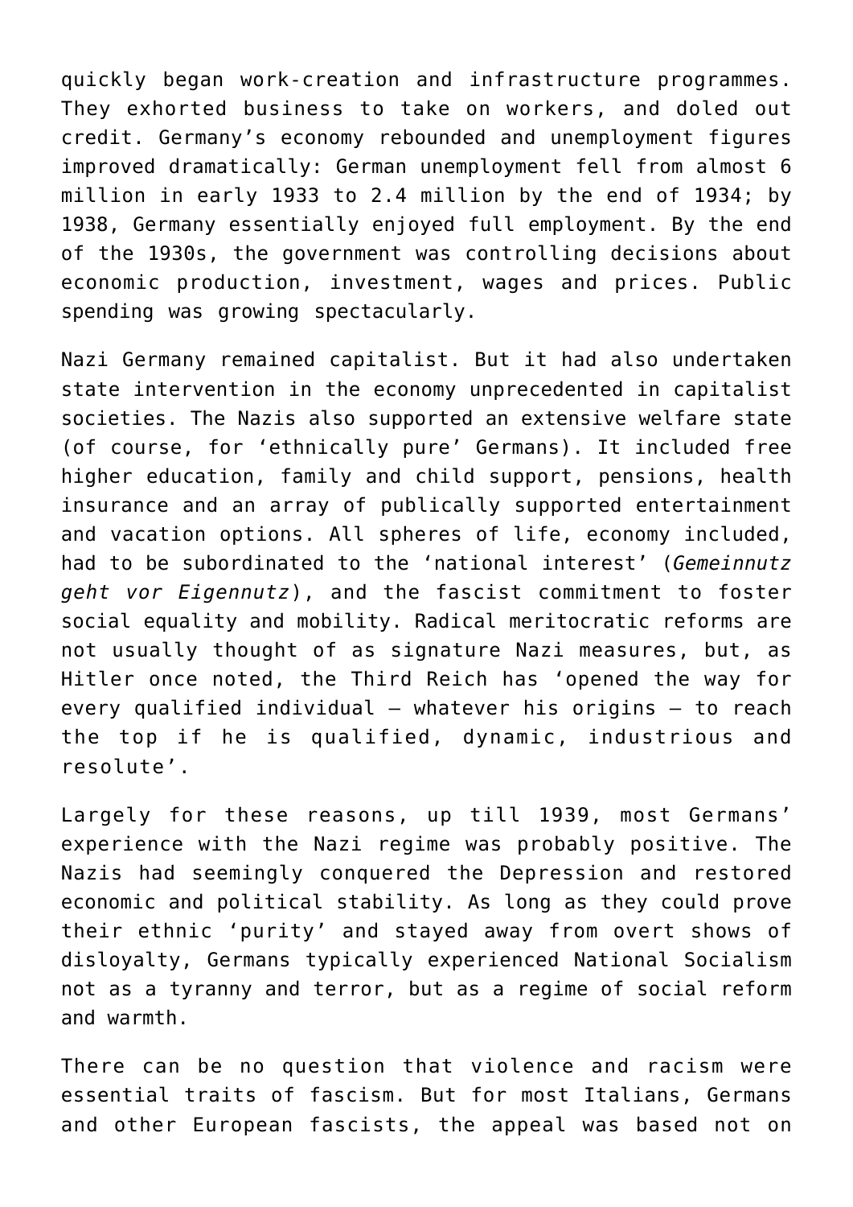quickly began work-creation and infrastructure programmes. They exhorted business to take on workers, and doled out credit. Germany's economy rebounded and unemployment figures improved dramatically: German unemployment fell from almost 6 million in early 1933 to 2.4 million by the end of 1934; by 1938, Germany essentially enjoyed full employment. By the end of the 1930s, the government was controlling decisions about economic production, investment, wages and prices. Public spending was growing spectacularly.

Nazi Germany remained capitalist. But it had also undertaken state intervention in the economy unprecedented in capitalist societies. The Nazis also supported an extensive welfare state (of course, for 'ethnically pure' Germans). It included free higher education, family and child support, pensions, health insurance and an array of publically supported entertainment and vacation options. All spheres of life, economy included, had to be subordinated to the 'national interest' (*Gemeinnutz geht vor Eigennutz*), and the fascist commitment to foster social equality and mobility. Radical meritocratic reforms are not usually thought of as signature Nazi measures, but, as Hitler once noted, the Third Reich has 'opened the way for every qualified individual – whatever his origins – to reach the top if he is qualified, dynamic, industrious and resolute'.

Largely for these reasons, up till 1939, most Germans' experience with the Nazi regime was probably positive. The Nazis had seemingly conquered the Depression and restored economic and political stability. As long as they could prove their ethnic 'purity' and stayed away from overt shows of disloyalty, Germans typically experienced National Socialism not as a tyranny and terror, but as a regime of social reform and warmth.

There can be no question that violence and racism were essential traits of fascism. But for most Italians, Germans and other European fascists, the appeal was based not on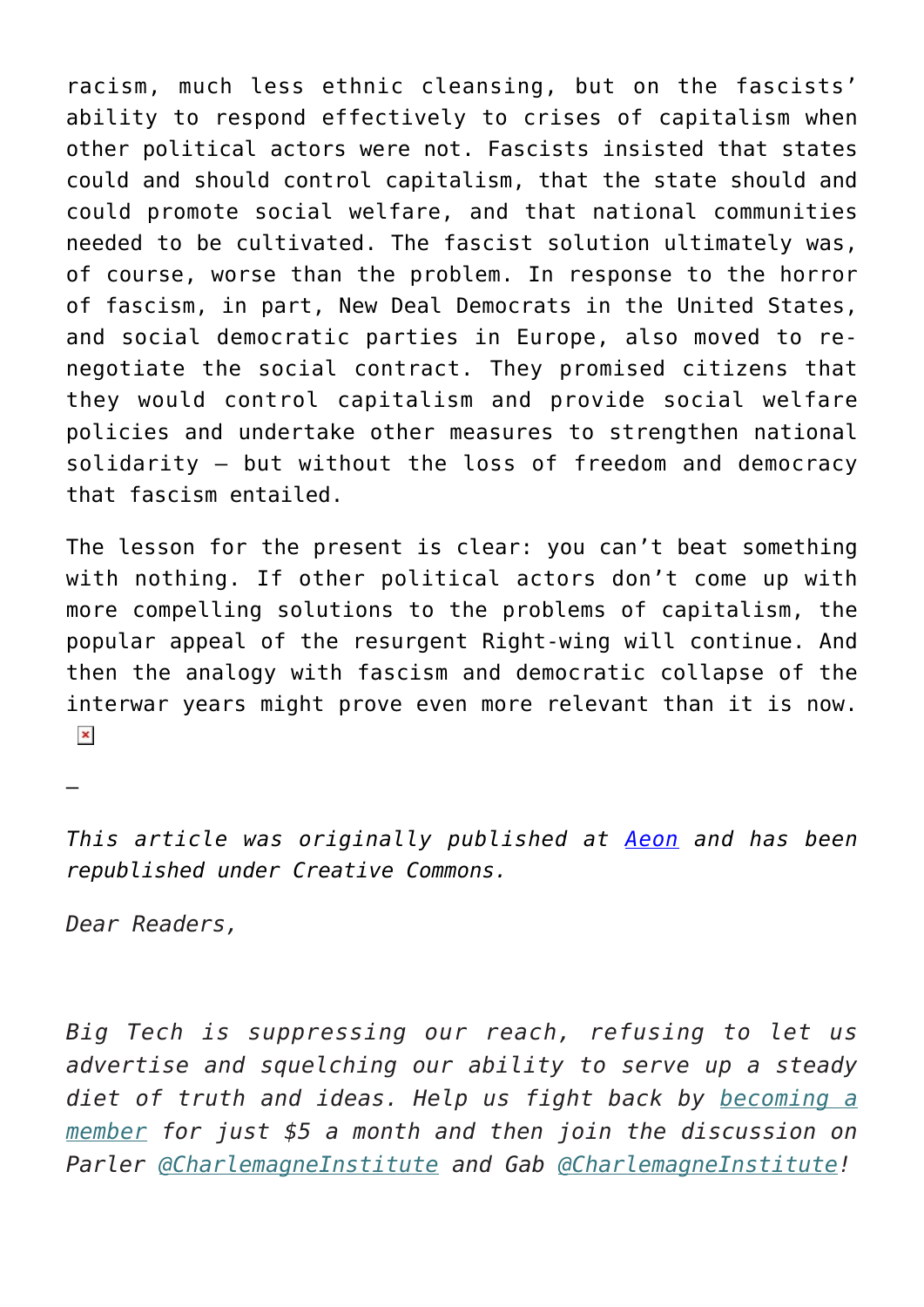racism, much less ethnic cleansing, but on the fascists' ability to respond effectively to crises of capitalism when other political actors were not. Fascists insisted that states could and should control capitalism, that the state should and could promote social welfare, and that national communities needed to be cultivated. The fascist solution ultimately was, of course, worse than the problem. In response to the horror of fascism, in part, New Deal Democrats in the United States, and social democratic parties in Europe, also moved to re-negotiate the social contract. They promised citizens that they would control capitalism and provide social welfare policies and undertake other measures to strengthen national solidarity – but without the loss of freedom and democracy that fascism entailed.

The lesson for the present is clear: you can't beat something with nothing. If other political actors don't come up with more compelling solutions to the problems of capitalism, the popular appeal of the resurgent Right-wing will continue. And then the analogy with fascism and democratic collapse of the interwar years might prove even more relevant than it is now.

—

*This article was originally published at Aeon and has been republished under Creative Commons.*

*Dear Readers,*

*Big Tech is suppressing our reach, refusing to let us advertise and squelching our ability to serve up a steady diet of truth and ideas. Help us fight back by becoming a member for just $5 a month and then join the discussion on Parler @CharlemagneInstitute and Gab @CharlemagneInstitute!*